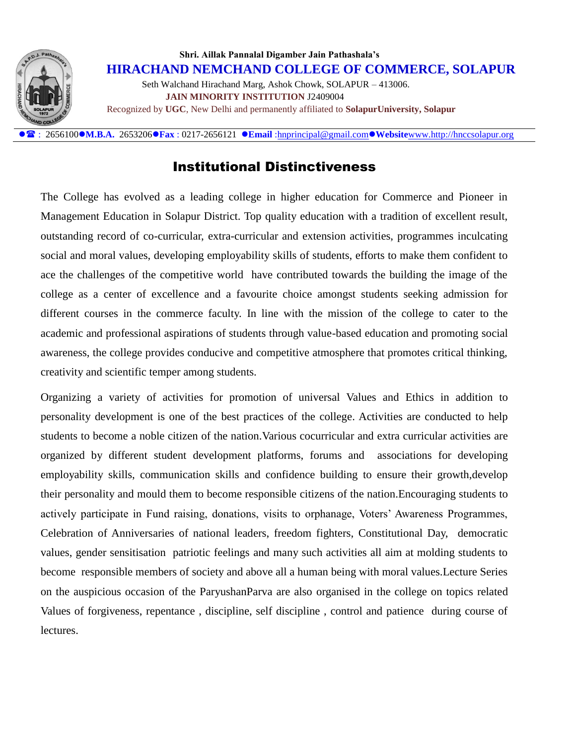**Shri. Aillak Pannalal Digamber Jain Pathashala's**

**HIRACHAND NEMCHAND COLLEGE OF COMMERCE, SOLAPUR**

Seth Walchand Hirachand Marg, Ashok Chowk, SOLAPUR – 413006.

**JAIN MINORITY INSTITUTION** J2409004

Recognized by **UGC**, New Delhi and permanently affiliated to **SolapurUniversity, Solapur**

●☎ : 2656100●**M.B.A.** 2653206●**Fax** : 0217-2656121 ●**Email** :hnprincipal@gmail.com●**Website**www.http://hnccsolapur.org

# Institutional Distinctiveness

The College has evolved as a leading college in higher education for Commerce and Pioneer in Management Education in Solapur District. Top quality education with a tradition of excellent result, outstanding record of co-curricular, extra-curricular and extension activities, programmes inculcating social and moral values, developing employability skills of students, efforts to make them confident to ace the challenges of the competitive world have contributed towards the building the image of the college as a center of excellence and a favourite choice amongst students seeking admission for different courses in the commerce faculty. In line with the mission of the college to cater to the academic and professional aspirations of students through value-based education and promoting social awareness, the college provides conducive and competitive atmosphere that promotes critical thinking, creativity and scientific temper among students.

Organizing a variety of activities for promotion of universal Values and Ethics in addition to personality development is one of the best practices of the college. Activities are conducted to help students to become a noble citizen of the nation.Various cocurricular and extra curricular activities are organized by different student development platforms, forums and associations for developing employability skills, communication skills and confidence building to ensure their growth,develop their personality and mould them to become responsible citizens of the nation.Encouraging students to actively participate in Fund raising, donations, visits to orphanage, Voters' Awareness Programmes, Celebration of Anniversaries of national leaders, freedom fighters, Constitutional Day, democratic values, gender sensitisation patriotic feelings and many such activities all aim at molding students to become responsible members of society and above all a human being with moral values.Lecture Series on the auspicious occasion of the ParyushanParva are also organised in the college on topics related Values of forgiveness, repentance , discipline, self discipline , control and patience during course of lectures.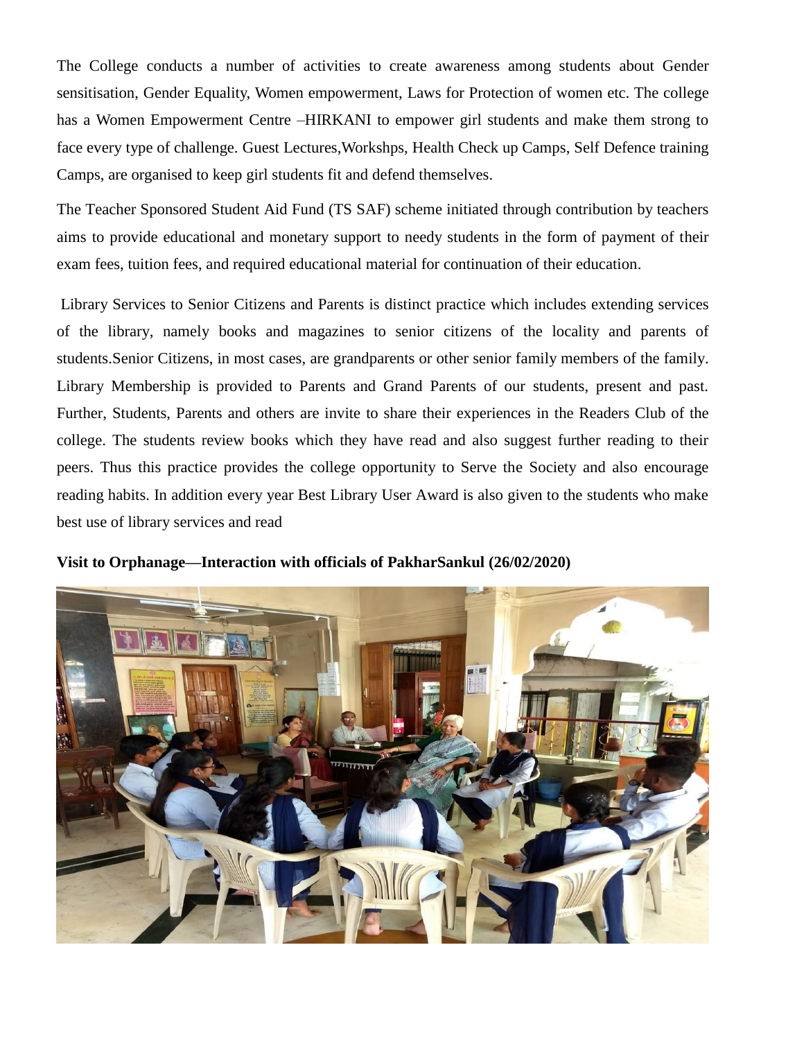The College conducts a number of activities to create awareness among students about Gender sensitisation, Gender Equality, Women empowerment, Laws for Protection of women etc. The college has a Women Empowerment Centre –HIRKANI to empower girl students and make them strong to face every type of challenge. Guest Lectures,Workshps, Health Check up Camps, Self Defence training Camps, are organised to keep girl students fit and defend themselves.

The Teacher Sponsored Student Aid Fund (TS SAF) scheme initiated through contribution by teachers aims to provide educational and monetary support to needy students in the form of payment of their exam fees, tuition fees, and required educational material for continuation of their education.

Library Services to Senior Citizens and Parents is distinct practice which includes extending services of the library, namely books and magazines to senior citizens of the locality and parents of students.Senior Citizens, in most cases, are grandparents or other senior family members of the family. Library Membership is provided to Parents and Grand Parents of our students, present and past. Further, Students, Parents and others are invite to share their experiences in the Readers Club of the college. The students review books which they have read and also suggest further reading to their peers. Thus this practice provides the college opportunity to Serve the Society and also encourage reading habits. In addition every year Best Library User Award is also given to the students who make best use of library services and read

**Visit to Orphanage—Interaction with officials of PakharSankul (26/02/2020)**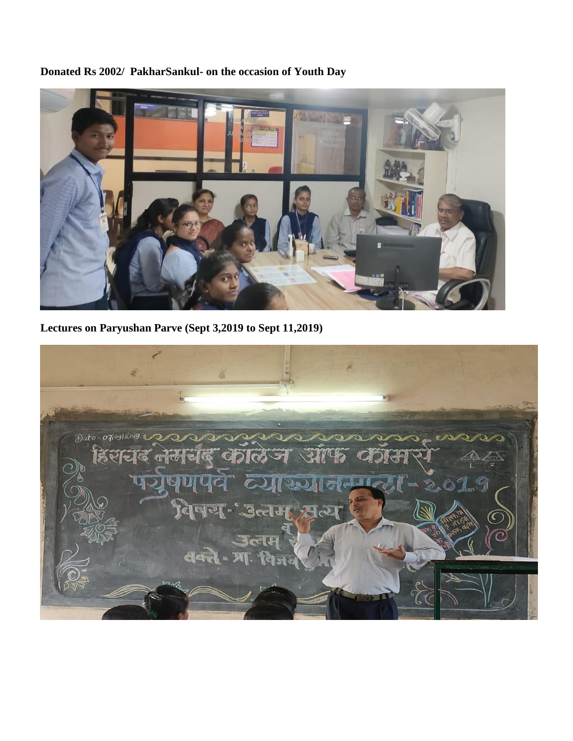**Donated Rs 2002/ PakharSankul- on the occasion of Youth Day**

**Lectures on Paryushan Parve (Sept 3,2019 to Sept 11,2019)**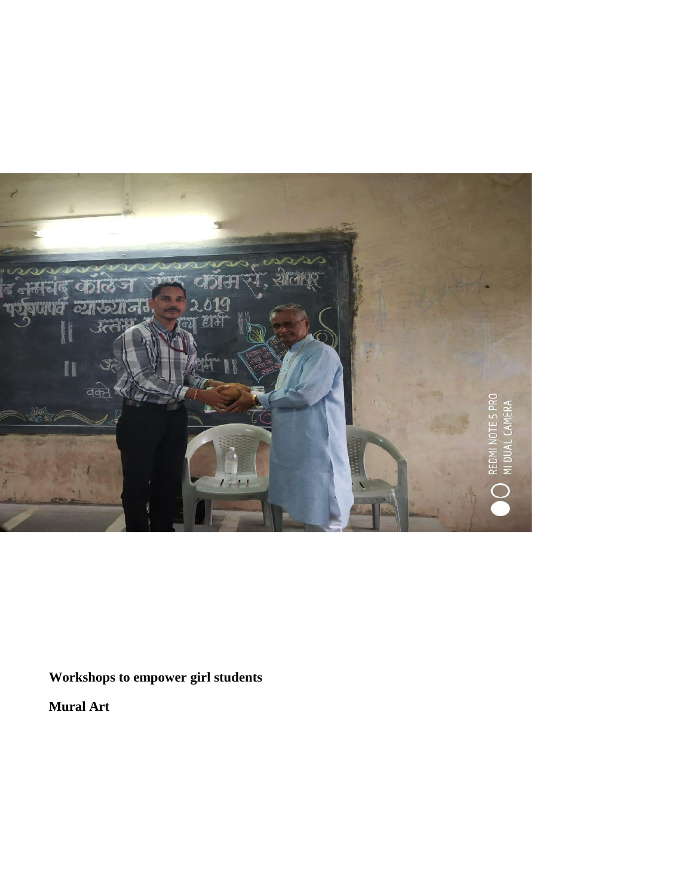**Workshops to empower girl students**

**Mural Art**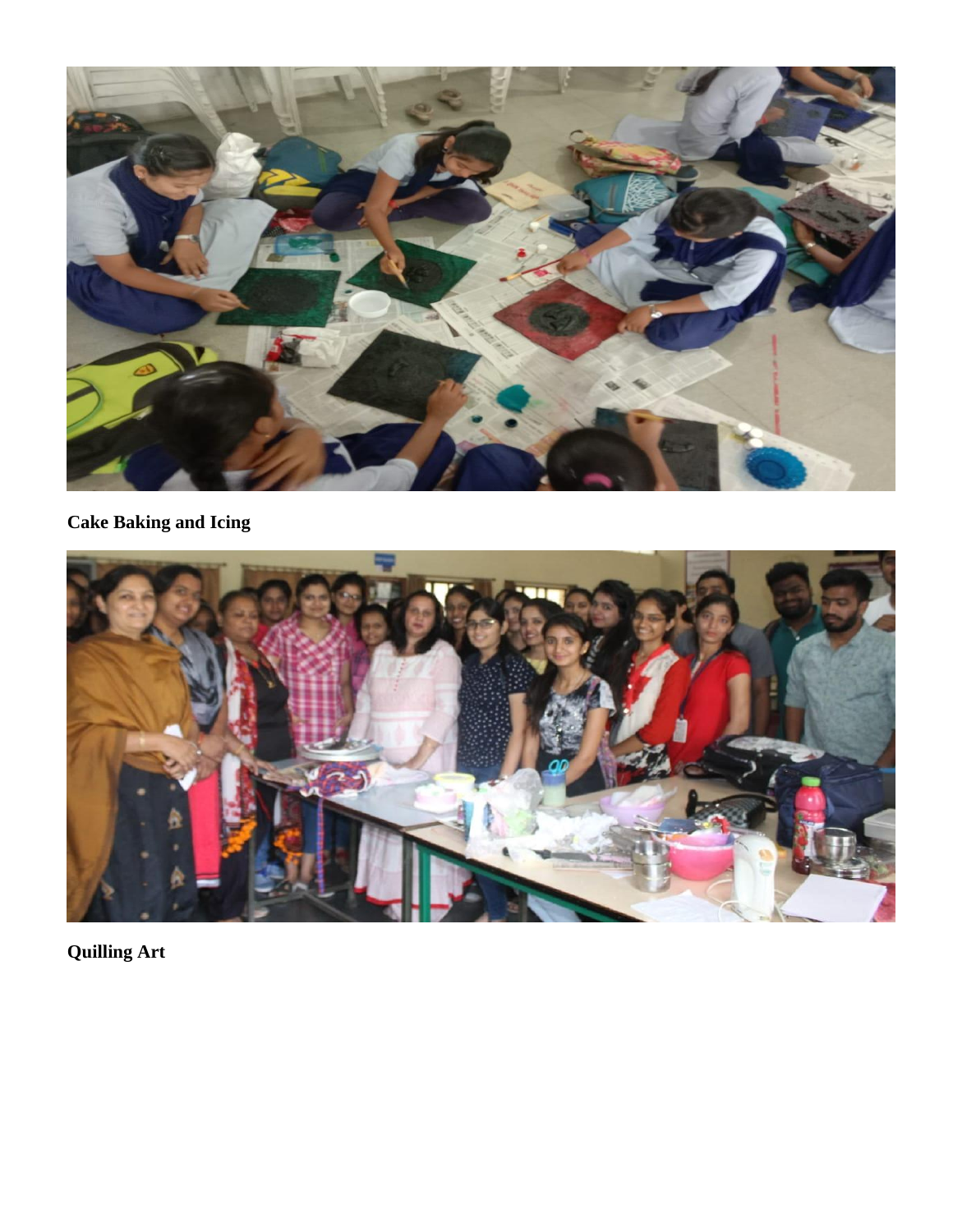**Cake Baking and Icing**

**Quilling Art**